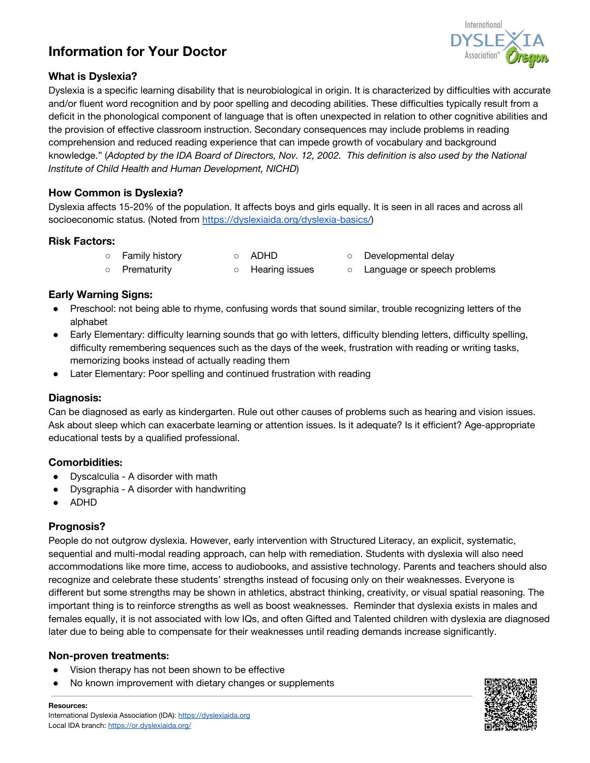# Information for Your Doctor

## What is Dyslexia?

Dyslexia is a specific learning disability that is neurobiological in origin. It is characterized by difficulties with accurate and/or fluent word recognition and by poor spelling and decoding abilities. These difficulties typically result from a deficit in the phonological component of language that is often unexpected in relation to other cognitive abilities and the provision of effective classroom instruction. Secondary consequences may include problems in reading comprehension and reduced reading experience that can impede growth of vocabulary and background knowledge." (*Adopted by the IDA Board of Directors, Nov. 12, 2002. This definition is also used by the National Institute of Child Health and Human Development, NICHD*)

## How Common is Dyslexia?

Dyslexia affects 15-20% of the population. It affects boys and girls equally. It is seen in all races and across all socioeconomic status. (Noted from https://dyslexiaida.org/dyslexia-basics/)

## Risk Factors:

- Family history
- Prematurity
- ADHD
- Hearing issues
- Developmental delay
- Language or speech problems

## Early Warning Signs:

- Preschool: not being able to rhyme, confusing words that sound similar, trouble recognizing letters of the alphabet
- Early Elementary: difficulty learning sounds that go with letters, difficulty blending letters, difficulty spelling, difficulty remembering sequences such as the days of the week, frustration with reading or writing tasks, memorizing books instead of actually reading them
- Later Elementary: Poor spelling and continued frustration with reading

## Diagnosis:

Can be diagnosed as early as kindergarten. Rule out other causes of problems such as hearing and vision issues. Ask about sleep which can exacerbate learning or attention issues. Is it adequate? Is it efficient? Age-appropriate educational tests by a qualified professional.

## Comorbidities:

- Dyscalculia - A disorder with math
- Dysgraphia - A disorder with handwriting
- ADHD

## Prognosis?

People do not outgrow dyslexia. However, early intervention with Structured Literacy, an explicit, systematic, sequential and multi-modal reading approach, can help with remediation. Students with dyslexia will also need accommodations like more time, access to audiobooks, and assistive technology. Parents and teachers should also recognize and celebrate these students' strengths instead of focusing only on their weaknesses. Everyone is different but some strengths may be shown in athletics, abstract thinking, creativity, or visual spatial reasoning. The important thing is to reinforce strengths as well as boost weaknesses. Reminder that dyslexia exists in males and females equally, it is not associated with low IQs, and often Gifted and Talented children with dyslexia are diagnosed later due to being able to compensate for their weaknesses until reading demands increase significantly.

## Non-proven treatments:

- Vision therapy has not been shown to be effective
- No known improvement with dietary changes or supplements

---

**Resources:**

International Dyslexia Association (IDA): https://dyslexiaida.org

Local IDA branch: https://or.dyslexiaida.org/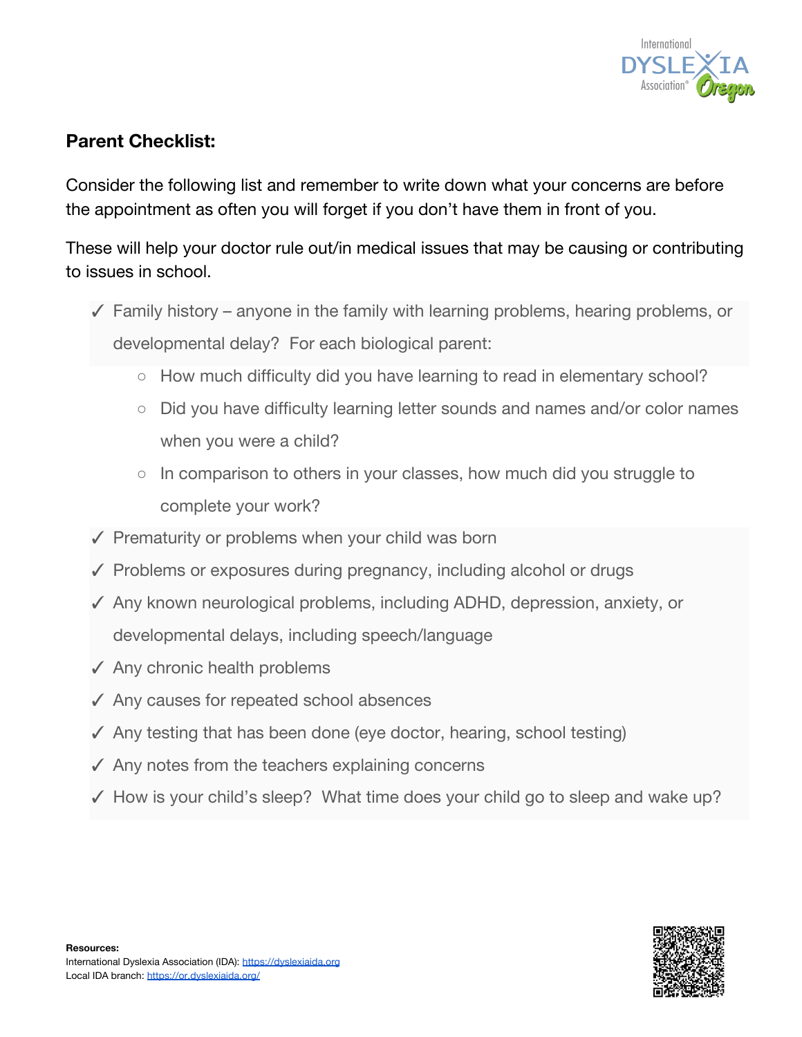**Parent Checklist:**

Consider the following list and remember to write down what your concerns are before the appointment as often you will forget if you don't have them in front of you.

These will help your doctor rule out/in medical issues that may be causing or contributing to issues in school.

- ✓ Family history – anyone in the family with learning problems, hearing problems, or developmental delay? For each biological parent:
  - How much difficulty did you have learning to read in elementary school?
  - Did you have difficulty learning letter sounds and names and/or color names when you were a child?
  - In comparison to others in your classes, how much did you struggle to complete your work?
- ✓ Prematurity or problems when your child was born
- ✓ Problems or exposures during pregnancy, including alcohol or drugs
- ✓ Any known neurological problems, including ADHD, depression, anxiety, or developmental delays, including speech/language
- ✓ Any chronic health problems
- ✓ Any causes for repeated school absences
- ✓ Any testing that has been done (eye doctor, hearing, school testing)
- ✓ Any notes from the teachers explaining concerns
- ✓ How is your child's sleep? What time does your child go to sleep and wake up?

**Resources:**
International Dyslexia Association (IDA): https://dyslexiaida.org
Local IDA branch: https://or.dyslexiaida.org/